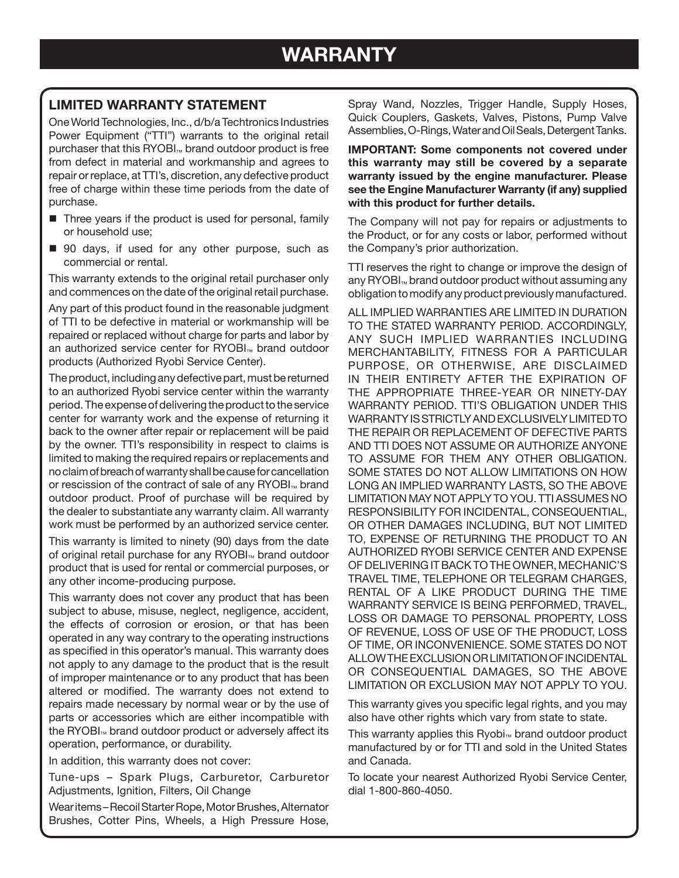# WARRANTY

## LIMITED WARRANTY STATEMENT

One World Technologies, Inc., d/b/a Techtronics Industries Power Equipment ("TTI") warrants to the original retail purchaser that this RYOBI™ brand outdoor product is free from defect in material and workmanship and agrees to repair or replace, at TTI's, discretion, any defective product free of charge within these time periods from the date of purchase.

- Three years if the product is used for personal, family or household use;
- 90 days, if used for any other purpose, such as commercial or rental.

This warranty extends to the original retail purchaser only and commences on the date of the original retail purchase.

Any part of this product found in the reasonable judgment of TTI to be defective in material or workmanship will be repaired or replaced without charge for parts and labor by an authorized service center for RYOBI™ brand outdoor products (Authorized Ryobi Service Center).

The product, including any defective part, must be returned to an authorized Ryobi service center within the warranty period. The expense of delivering the product to the service center for warranty work and the expense of returning it back to the owner after repair or replacement will be paid by the owner. TTI's responsibility in respect to claims is limited to making the required repairs or replacements and no claim of breach of warranty shall be cause for cancellation or rescission of the contract of sale of any RYOBI™ brand outdoor product. Proof of purchase will be required by the dealer to substantiate any warranty claim. All warranty work must be performed by an authorized service center.

This warranty is limited to ninety (90) days from the date of original retail purchase for any RYOBI™ brand outdoor product that is used for rental or commercial purposes, or any other income-producing purpose.

This warranty does not cover any product that has been subject to abuse, misuse, neglect, negligence, accident, the effects of corrosion or erosion, or that has been operated in any way contrary to the operating instructions as specified in this operator's manual. This warranty does not apply to any damage to the product that is the result of improper maintenance or to any product that has been altered or modified. The warranty does not extend to repairs made necessary by normal wear or by the use of parts or accessories which are either incompatible with the RYOBI™ brand outdoor product or adversely affect its operation, performance, or durability.

In addition, this warranty does not cover:

Tune-ups – Spark Plugs, Carburetor, Carburetor Adjustments, Ignition, Filters, Oil Change

Wear items – Recoil Starter Rope, Motor Brushes, Alternator Brushes, Cotter Pins, Wheels, a High Pressure Hose, Spray Wand, Nozzles, Trigger Handle, Supply Hoses, Quick Couplers, Gaskets, Valves, Pistons, Pump Valve Assemblies, O-Rings, Water and Oil Seals, Detergent Tanks.

**IMPORTANT: Some components not covered under this warranty may still be covered by a separate warranty issued by the engine manufacturer. Please see the Engine Manufacturer Warranty (if any) supplied with this product for further details.**

The Company will not pay for repairs or adjustments to the Product, or for any costs or labor, performed without the Company's prior authorization.

TTI reserves the right to change or improve the design of any RYOBI™ brand outdoor product without assuming any obligation to modify any product previously manufactured.

ALL IMPLIED WARRANTIES ARE LIMITED IN DURATION TO THE STATED WARRANTY PERIOD. ACCORDINGLY, ANY SUCH IMPLIED WARRANTIES INCLUDING MERCHANTABILITY, FITNESS FOR A PARTICULAR PURPOSE, OR OTHERWISE, ARE DISCLAIMED IN THEIR ENTIRETY AFTER THE EXPIRATION OF THE APPROPRIATE THREE-YEAR OR NINETY-DAY WARRANTY PERIOD. TTI'S OBLIGATION UNDER THIS WARRANTY IS STRICTLY AND EXCLUSIVELY LIMITED TO THE REPAIR OR REPLACEMENT OF DEFECTIVE PARTS AND TTI DOES NOT ASSUME OR AUTHORIZE ANYONE TO ASSUME FOR THEM ANY OTHER OBLIGATION. SOME STATES DO NOT ALLOW LIMITATIONS ON HOW LONG AN IMPLIED WARRANTY LASTS, SO THE ABOVE LIMITATION MAY NOT APPLY TO YOU. TTI ASSUMES NO RESPONSIBILITY FOR INCIDENTAL, CONSEQUENTIAL, OR OTHER DAMAGES INCLUDING, BUT NOT LIMITED TO, EXPENSE OF RETURNING THE PRODUCT TO AN AUTHORIZED RYOBI SERVICE CENTER AND EXPENSE OF DELIVERING IT BACK TO THE OWNER, MECHANIC'S TRAVEL TIME, TELEPHONE OR TELEGRAM CHARGES, RENTAL OF A LIKE PRODUCT DURING THE TIME WARRANTY SERVICE IS BEING PERFORMED, TRAVEL, LOSS OR DAMAGE TO PERSONAL PROPERTY, LOSS OF REVENUE, LOSS OF USE OF THE PRODUCT, LOSS OF TIME, OR INCONVENIENCE. SOME STATES DO NOT ALLOW THE EXCLUSION OR LIMITATION OF INCIDENTAL OR CONSEQUENTIAL DAMAGES, SO THE ABOVE LIMITATION OR EXCLUSION MAY NOT APPLY TO YOU.

This warranty gives you specific legal rights, and you may also have other rights which vary from state to state.

This warranty applies this Ryobi™ brand outdoor product manufactured by or for TTI and sold in the United States and Canada.

To locate your nearest Authorized Ryobi Service Center, dial 1-800-860-4050.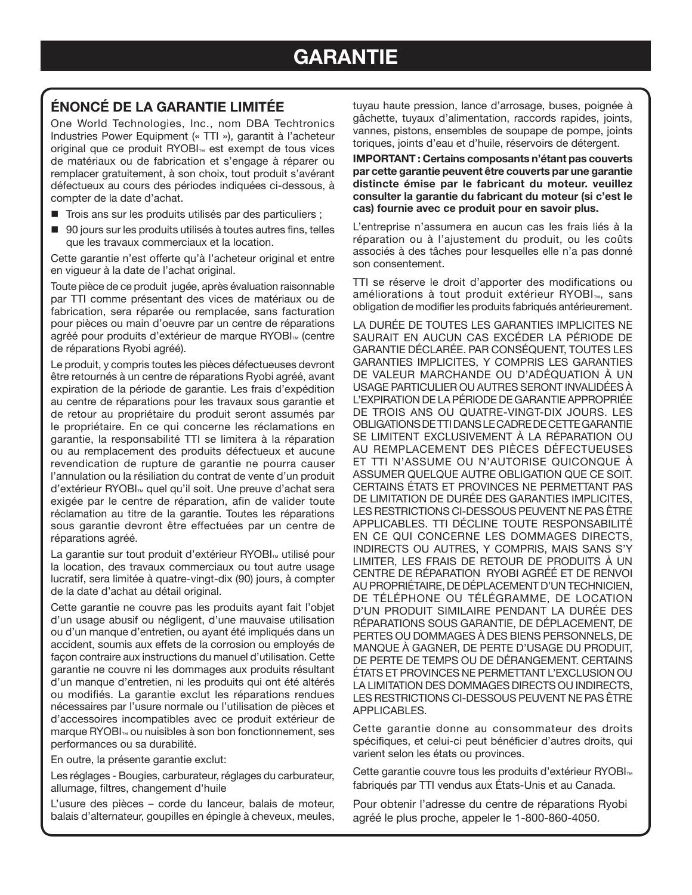# GARANTIE

## ÉNONCÉ DE LA GARANTIE LIMITÉE

One World Technologies, Inc., nom DBA Techtronics Industries Power Equipment (« TTI »), garantit à l'acheteur original que ce produit RYOBI™ est exempt de tous vices de matériaux ou de fabrication et s'engage à réparer ou remplacer gratuitement, à son choix, tout produit s'avérant défectueux au cours des périodes indiquées ci-dessous, à compter de la date d'achat.

- Trois ans sur les produits utilisés par des particuliers ;
- 90 jours sur les produits utilisés à toutes autres fins, telles que les travaux commerciaux et la location.

Cette garantie n'est offerte qu'à l'acheteur original et entre en vigueur à la date de l'achat original.

Toute pièce de ce produit jugée, après évaluation raisonnable par TTI comme présentant des vices de matériaux ou de fabrication, sera réparée ou remplacée, sans facturation pour pièces ou main d'oeuvre par un centre de réparations agréé pour produits d'extérieur de marque RYOBI™ (centre de réparations Ryobi agréé).

Le produit, y compris toutes les pièces défectueuses devront être retournés à un centre de réparations Ryobi agréé, avant expiration de la période de garantie. Les frais d'expédition au centre de réparations pour les travaux sous garantie et de retour au propriétaire du produit seront assumés par le propriétaire. En ce qui concerne les réclamations en garantie, la responsabilité TTI se limitera à la réparation ou au remplacement des produits défectueux et aucune revendication de rupture de garantie ne pourra causer l'annulation ou la résiliation du contrat de vente d'un produit d'extérieur RYOBI™ quel qu'il soit. Une preuve d'achat sera exigée par le centre de réparation, afin de valider toute réclamation au titre de la garantie. Toutes les réparations sous garantie devront être effectuées par un centre de réparations agréé.

La garantie sur tout produit d'extérieur RYOBI™ utilisé pour la location, des travaux commerciaux ou tout autre usage lucratif, sera limitée à quatre-vingt-dix (90) jours, à compter de la date d'achat au détail original.

Cette garantie ne couvre pas les produits ayant fait l'objet d'un usage abusif ou négligent, d'une mauvaise utilisation ou d'un manque d'entretien, ou ayant été impliqués dans un accident, soumis aux effets de la corrosion ou employés de façon contraire aux instructions du manuel d'utilisation. Cette garantie ne couvre ni les dommages aux produits résultant d'un manque d'entretien, ni les produits qui ont été altérés ou modifiés. La garantie exclut les réparations rendues nécessaires par l'usure normale ou l'utilisation de pièces et d'accessoires incompatibles avec ce produit extérieur de marque RYOBI™ ou nuisibles à son bon fonctionnement, ses performances ou sa durabilité.

En outre, la présente garantie exclut:

Les réglages - Bougies, carburateur, réglages du carburateur, allumage, filtres, changement d'huile

L'usure des pièces – corde du lanceur, balais de moteur, balais d'alternateur, goupilles en épingle à cheveux, meules, tuyau haute pression, lance d'arrosage, buses, poignée à gâchette, tuyaux d'alimentation, raccords rapides, joints, vannes, pistons, ensembles de soupape de pompe, joints toriques, joints d'eau et d'huile, réservoirs de détergent.

**IMPORTANT : Certains composants n'étant pas couverts par cette garantie peuvent être couverts par une garantie distincte émise par le fabricant du moteur. veuillez consulter la garantie du fabricant du moteur (si c'est le cas) fournie avec ce produit pour en savoir plus.**

L'entreprise n'assumera en aucun cas les frais liés à la réparation ou à l'ajustement du produit, ou les coûts associés à des tâches pour lesquelles elle n'a pas donné son consentement.

TTI se réserve le droit d'apporter des modifications ou améliorations à tout produit extérieur RYOBI™, sans obligation de modifier les produits fabriqués antérieurement.

LA DURÉE DE TOUTES LES GARANTIES IMPLICITES NE SAURAIT EN AUCUN CAS EXCÉDER LA PÉRIODE DE GARANTIE DÉCLARÉE. PAR CONSÉQUENT, TOUTES LES GARANTIES IMPLICITES, Y COMPRIS LES GARANTIES DE VALEUR MARCHANDE OU D'ADÉQUATION À UN USAGE PARTICULIER OU AUTRES SERONT INVALIDÉES À L'EXPIRATION DE LA PÉRIODE DE GARANTIE APPROPRIÉE DE TROIS ANS OU QUATRE-VINGT-DIX JOURS. LES OBLIGATIONS DE TTI DANS LE CADRE DE CETTE GARANTIE SE LIMITENT EXCLUSIVEMENT À LA RÉPARATION OU AU REMPLACEMENT DES PIÈCES DÉFECTUEUSES ET TTI N'ASSUME OU N'AUTORISE QUICONQUE À ASSUMER QUELQUE AUTRE OBLIGATION QUE CE SOIT. CERTAINS ÉTATS ET PROVINCES NE PERMETTANT PAS DE LIMITATION DE DURÉE DES GARANTIES IMPLICITES, LES RESTRICTIONS CI-DESSOUS PEUVENT NE PAS ÊTRE APPLICABLES. TTI DÉCLINE TOUTE RESPONSABILITÉ EN CE QUI CONCERNE LES DOMMAGES DIRECTS, INDIRECTS OU AUTRES, Y COMPRIS, MAIS SANS S'Y LIMITER, LES FRAIS DE RETOUR DE PRODUITS À UN CENTRE DE RÉPARATION RYOBI AGRÉÉ ET DE RENVOI AU PROPRIÉTAIRE, DE DÉPLACEMENT D'UN TECHNICIEN, DE TÉLÉPHONE OU TÉLÉGRAMME, DE LOCATION D'UN PRODUIT SIMILAIRE PENDANT LA DURÉE DES RÉPARATIONS SOUS GARANTIE, DE DÉPLACEMENT, DE PERTES OU DOMMAGES À DES BIENS PERSONNELS, DE MANQUE À GAGNER, DE PERTE D'USAGE DU PRODUIT, DE PERTE DE TEMPS OU DE DÉRANGEMENT. CERTAINS ÉTATS ET PROVINCES NE PERMETTANT L'EXCLUSION OU LA LIMITATION DES DOMMAGES DIRECTS OU INDIRECTS, LES RESTRICTIONS CI-DESSOUS PEUVENT NE PAS ÊTRE APPLICABLES.

Cette garantie donne au consommateur des droits spécifiques, et celui-ci peut bénéficier d'autres droits, qui varient selon les états ou provinces.

Cette garantie couvre tous les produits d'extérieur RYOBI™ fabriqués par TTI vendus aux États-Unis et au Canada.

Pour obtenir l'adresse du centre de réparations Ryobi agréé le plus proche, appeler le 1-800-860-4050.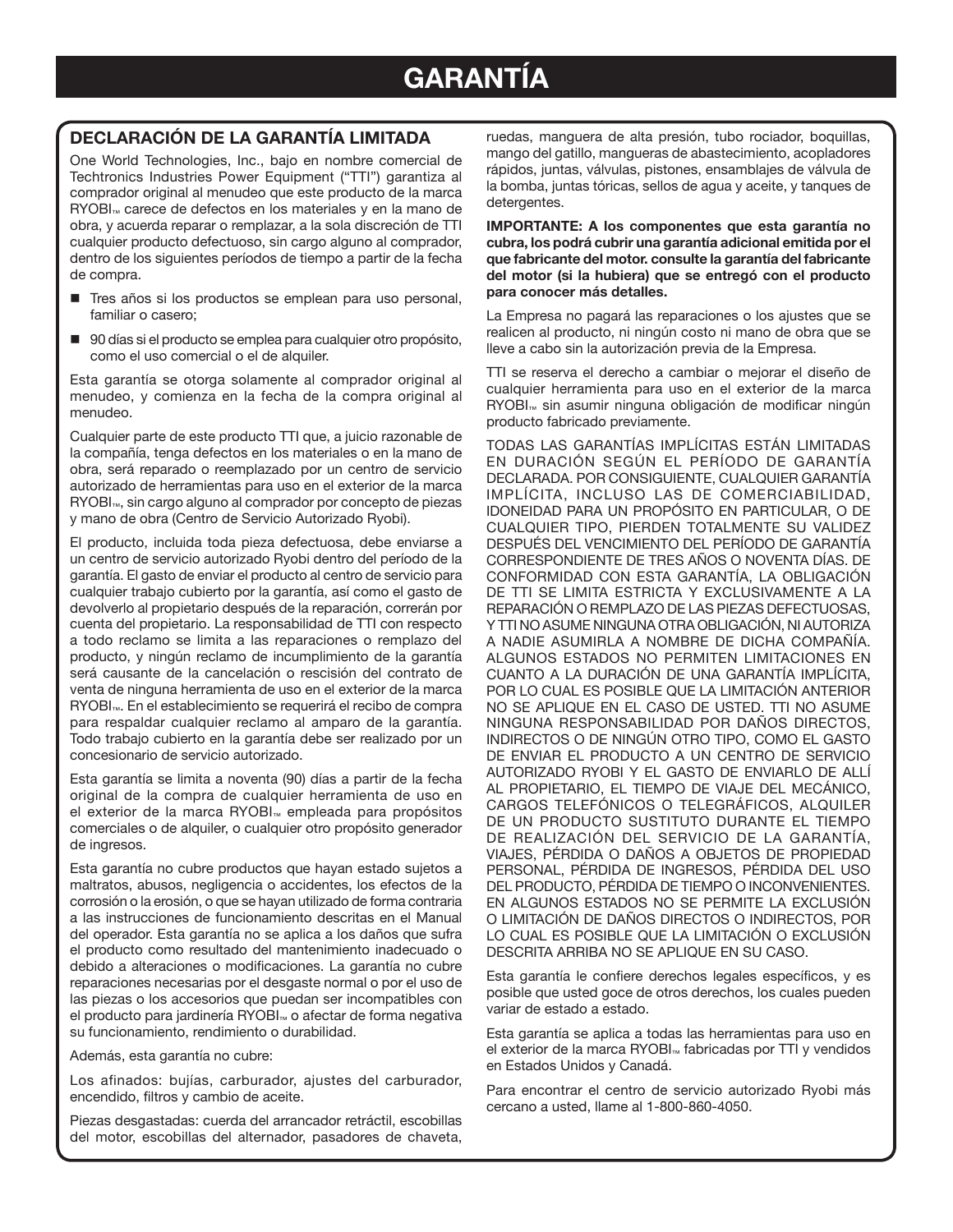# GARANTÍA

## DECLARACIÓN DE LA GARANTÍA LIMITADA

One World Technologies, Inc., bajo en nombre comercial de Techtronics Industries Power Equipment ("TTI") garantiza al comprador original al menudeo que este producto de la marca RYOBI™ carece de defectos en los materiales y en la mano de obra, y acuerda reparar o remplazar, a la sola discreción de TTI cualquier producto defectuoso, sin cargo alguno al comprador, dentro de los siguientes períodos de tiempo a partir de la fecha de compra.

- Tres años si los productos se emplean para uso personal, familiar o casero;
- 90 días si el producto se emplea para cualquier otro propósito, como el uso comercial o el de alquiler.

Esta garantía se otorga solamente al comprador original al menudeo, y comienza en la fecha de la compra original al menudeo.

Cualquier parte de este producto TTI que, a juicio razonable de la compañía, tenga defectos en los materiales o en la mano de obra, será reparado o reemplazado por un centro de servicio autorizado de herramientas para uso en el exterior de la marca RYOBI™, sin cargo alguno al comprador por concepto de piezas y mano de obra (Centro de Servicio Autorizado Ryobi).

El producto, incluida toda pieza defectuosa, debe enviarse a un centro de servicio autorizado Ryobi dentro del período de la garantía. El gasto de enviar el producto al centro de servicio para cualquier trabajo cubierto por la garantía, así como el gasto de devolverlo al propietario después de la reparación, correrán por cuenta del propietario. La responsabilidad de TTI con respecto a todo reclamo se limita a las reparaciones o remplazo del producto, y ningún reclamo de incumplimiento de la garantía será causante de la cancelación o rescisión del contrato de venta de ninguna herramienta de uso en el exterior de la marca RYOBI™. En el establecimiento se requerirá el recibo de compra para respaldar cualquier reclamo al amparo de la garantía. Todo trabajo cubierto en la garantía debe ser realizado por un concesionario de servicio autorizado.

Esta garantía se limita a noventa (90) días a partir de la fecha original de la compra de cualquier herramienta de uso en el exterior de la marca RYOBI™ empleada para propósitos comerciales o de alquiler, o cualquier otro propósito generador de ingresos.

Esta garantía no cubre productos que hayan estado sujetos a maltratos, abusos, negligencia o accidentes, los efectos de la corrosión o la erosión, o que se hayan utilizado de forma contraria a las instrucciones de funcionamiento descritas en el Manual del operador. Esta garantía no se aplica a los daños que sufra el producto como resultado del mantenimiento inadecuado o debido a alteraciones o modificaciones. La garantía no cubre reparaciones necesarias por el desgaste normal o por el uso de las piezas o los accesorios que puedan ser incompatibles con el producto para jardinería RYOBI™ o afectar de forma negativa su funcionamiento, rendimiento o durabilidad.

Además, esta garantía no cubre:

Los afinados: bujías, carburador, ajustes del carburador, encendido, filtros y cambio de aceite.

Piezas desgastadas: cuerda del arrancador retráctil, escobillas del motor, escobillas del alternador, pasadores de chaveta, ruedas, manguera de alta presión, tubo rociador, boquillas, mango del gatillo, mangueras de abastecimiento, acopladores rápidos, juntas, válvulas, pistones, ensamblajes de válvula de la bomba, juntas tóricas, sellos de agua y aceite, y tanques de detergentes.

**IMPORTANTE: A los componentes que esta garantía no cubra, los podrá cubrir una garantía adicional emitida por el que fabricante del motor. consulte la garantía del fabricante del motor (si la hubiera) que se entregó con el producto para conocer más detalles.**

La Empresa no pagará las reparaciones o los ajustes que se realicen al producto, ni ningún costo ni mano de obra que se lleve a cabo sin la autorización previa de la Empresa.

TTI se reserva el derecho a cambiar o mejorar el diseño de cualquier herramienta para uso en el exterior de la marca RYOBI™ sin asumir ninguna obligación de modificar ningún producto fabricado previamente.

TODAS LAS GARANTÍAS IMPLÍCITAS ESTÁN LIMITADAS EN DURACIÓN SEGÚN EL PERÍODO DE GARANTÍA DECLARADA. POR CONSIGUIENTE, CUALQUIER GARANTÍA IMPLÍCITA, INCLUSO LAS DE COMERCIABILIDAD, IDONEIDAD PARA UN PROPÓSITO EN PARTICULAR, O DE CUALQUIER TIPO, PIERDEN TOTALMENTE SU VALIDEZ DESPUÉS DEL VENCIMIENTO DEL PERÍODO DE GARANTÍA CORRESPONDIENTE DE TRES AÑOS O NOVENTA DÍAS. DE CONFORMIDAD CON ESTA GARANTÍA, LA OBLIGACIÓN DE TTI SE LIMITA ESTRICTA Y EXCLUSIVAMENTE A LA REPARACIÓN O REMPLAZO DE LAS PIEZAS DEFECTUOSAS, Y TTI NO ASUME NINGUNA OTRA OBLIGACIÓN, NI AUTORIZA A NADIE ASUMIRLA A NOMBRE DE DICHA COMPAÑÍA. ALGUNOS ESTADOS NO PERMITEN LIMITACIONES EN CUANTO A LA DURACIÓN DE UNA GARANTÍA IMPLÍCITA, POR LO CUAL ES POSIBLE QUE LA LIMITACIÓN ANTERIOR NO SE APLIQUE EN EL CASO DE USTED. TTI NO ASUME NINGUNA RESPONSABILIDAD POR DAÑOS DIRECTOS, INDIRECTOS O DE NINGÚN OTRO TIPO, COMO EL GASTO DE ENVIAR EL PRODUCTO A UN CENTRO DE SERVICIO AUTORIZADO RYOBI Y EL GASTO DE ENVIARLO DE ALLÍ AL PROPIETARIO, EL TIEMPO DE VIAJE DEL MECÁNICO, CARGOS TELEFÓNICOS O TELEGRÁFICOS, ALQUILER DE UN PRODUCTO SUSTITUTO DURANTE EL TIEMPO DE REALIZACIÓN DEL SERVICIO DE LA GARANTÍA, VIAJES, PÉRDIDA O DAÑOS A OBJETOS DE PROPIEDAD PERSONAL, PÉRDIDA DE INGRESOS, PÉRDIDA DEL USO DEL PRODUCTO, PÉRDIDA DE TIEMPO O INCONVENIENTES. EN ALGUNOS ESTADOS NO SE PERMITE LA EXCLUSIÓN O LIMITACIÓN DE DAÑOS DIRECTOS O INDIRECTOS, POR LO CUAL ES POSIBLE QUE LA LIMITACIÓN O EXCLUSIÓN DESCRITA ARRIBA NO SE APLIQUE EN SU CASO.

Esta garantía le confiere derechos legales específicos, y es posible que usted goce de otros derechos, los cuales pueden variar de estado a estado.

Esta garantía se aplica a todas las herramientas para uso en el exterior de la marca RYOBI™ fabricadas por TTI y vendidos en Estados Unidos y Canadá.

Para encontrar el centro de servicio autorizado Ryobi más cercano a usted, llame al 1-800-860-4050.